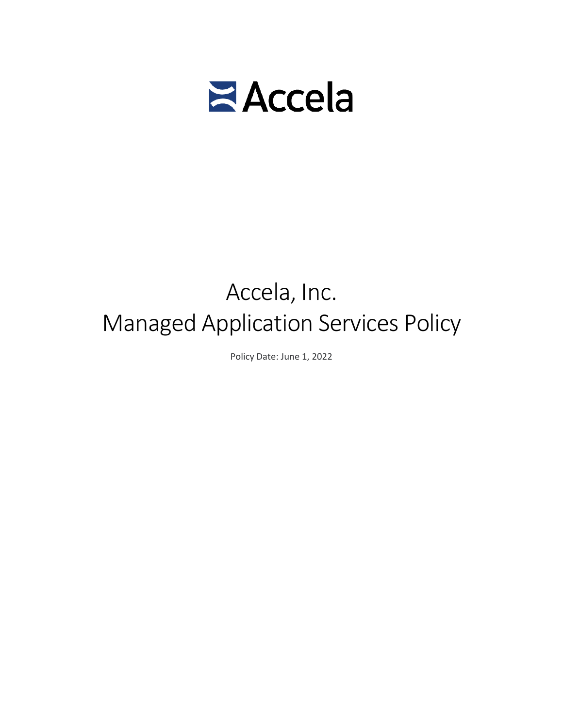Accela

# Accela, Inc.
# Managed Application Services Policy

Policy Date: June 1, 2022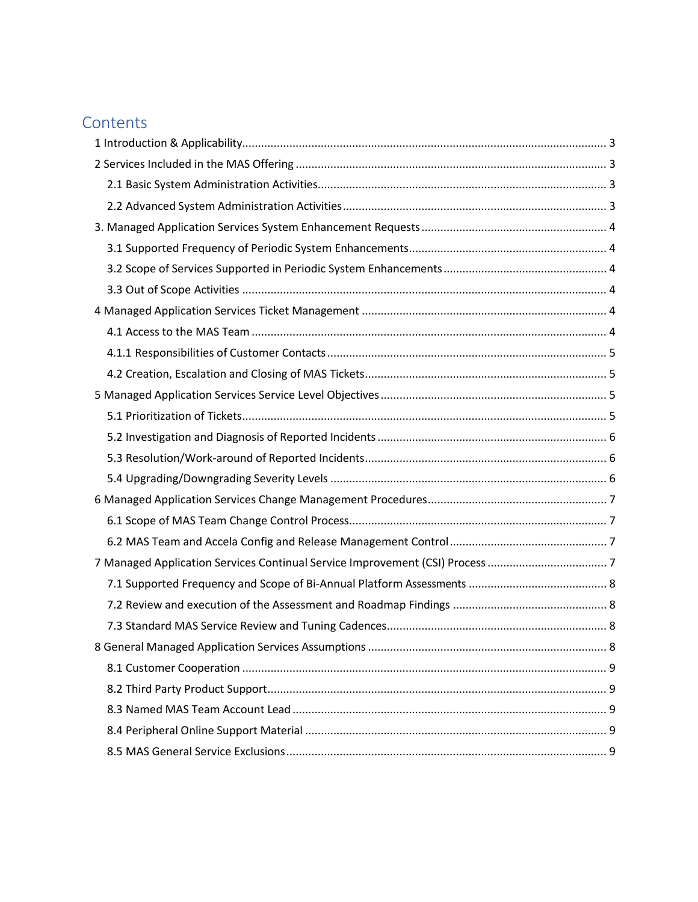# Contents

1 Introduction & Applicability .......... 3

2 Services Included in the MAS Offering .......... 3

- 2.1 Basic System Administration Activities .......... 3
- 2.2 Advanced System Administration Activities .......... 3

3. Managed Application Services System Enhancement Requests .......... 4

- 3.1 Supported Frequency of Periodic System Enhancements .......... 4
- 3.2 Scope of Services Supported in Periodic System Enhancements .......... 4
- 3.3 Out of Scope Activities .......... 4

4 Managed Application Services Ticket Management .......... 4

- 4.1 Access to the MAS Team .......... 4
- 4.1.1 Responsibilities of Customer Contacts .......... 5
- 4.2 Creation, Escalation and Closing of MAS Tickets .......... 5

5 Managed Application Services Service Level Objectives .......... 5

- 5.1 Prioritization of Tickets .......... 5
- 5.2 Investigation and Diagnosis of Reported Incidents .......... 6
- 5.3 Resolution/Work-around of Reported Incidents .......... 6
- 5.4 Upgrading/Downgrading Severity Levels .......... 6

6 Managed Application Services Change Management Procedures .......... 7

- 6.1 Scope of MAS Team Change Control Process .......... 7
- 6.2 MAS Team and Accela Config and Release Management Control .......... 7

7 Managed Application Services Continual Service Improvement (CSI) Process .......... 7

- 7.1 Supported Frequency and Scope of Bi-Annual Platform Assessments .......... 8
- 7.2 Review and execution of the Assessment and Roadmap Findings .......... 8
- 7.3 Standard MAS Service Review and Tuning Cadences .......... 8

8 General Managed Application Services Assumptions .......... 8

- 8.1 Customer Cooperation .......... 9
- 8.2 Third Party Product Support .......... 9
- 8.3 Named MAS Team Account Lead .......... 9
- 8.4 Peripheral Online Support Material .......... 9
- 8.5 MAS General Service Exclusions .......... 9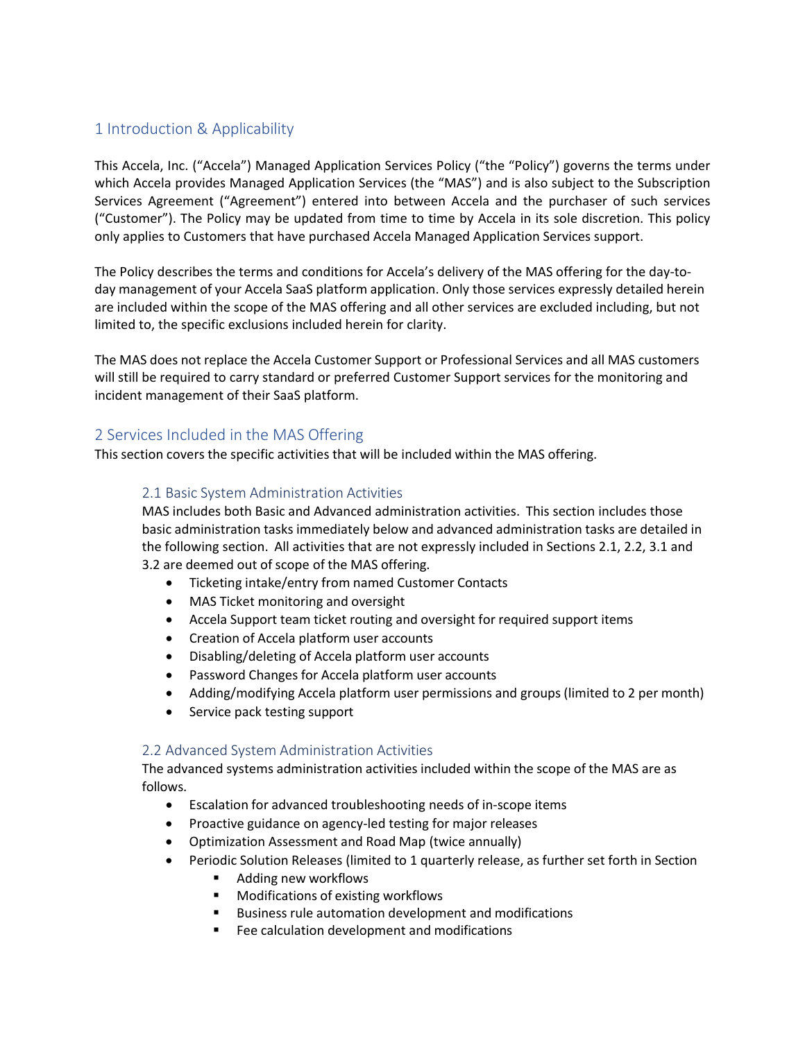## 1 Introduction & Applicability

This Accela, Inc. ("Accela") Managed Application Services Policy ("the "Policy") governs the terms under which Accela provides Managed Application Services (the "MAS") and is also subject to the Subscription Services Agreement ("Agreement") entered into between Accela and the purchaser of such services ("Customer"). The Policy may be updated from time to time by Accela in its sole discretion. This policy only applies to Customers that have purchased Accela Managed Application Services support.

The Policy describes the terms and conditions for Accela's delivery of the MAS offering for the day-to-day management of your Accela SaaS platform application. Only those services expressly detailed herein are included within the scope of the MAS offering and all other services are excluded including, but not limited to, the specific exclusions included herein for clarity.

The MAS does not replace the Accela Customer Support or Professional Services and all MAS customers will still be required to carry standard or preferred Customer Support services for the monitoring and incident management of their SaaS platform.

## 2 Services Included in the MAS Offering

This section covers the specific activities that will be included within the MAS offering.

### 2.1 Basic System Administration Activities

MAS includes both Basic and Advanced administration activities. This section includes those basic administration tasks immediately below and advanced administration tasks are detailed in the following section. All activities that are not expressly included in Sections 2.1, 2.2, 3.1 and 3.2 are deemed out of scope of the MAS offering.

- Ticketing intake/entry from named Customer Contacts
- MAS Ticket monitoring and oversight
- Accela Support team ticket routing and oversight for required support items
- Creation of Accela platform user accounts
- Disabling/deleting of Accela platform user accounts
- Password Changes for Accela platform user accounts
- Adding/modifying Accela platform user permissions and groups (limited to 2 per month)
- Service pack testing support

### 2.2 Advanced System Administration Activities

The advanced systems administration activities included within the scope of the MAS are as follows.

- Escalation for advanced troubleshooting needs of in-scope items
- Proactive guidance on agency-led testing for major releases
- Optimization Assessment and Road Map (twice annually)
- Periodic Solution Releases (limited to 1 quarterly release, as further set forth in Section
  - Adding new workflows
  - Modifications of existing workflows
  - Business rule automation development and modifications
  - Fee calculation development and modifications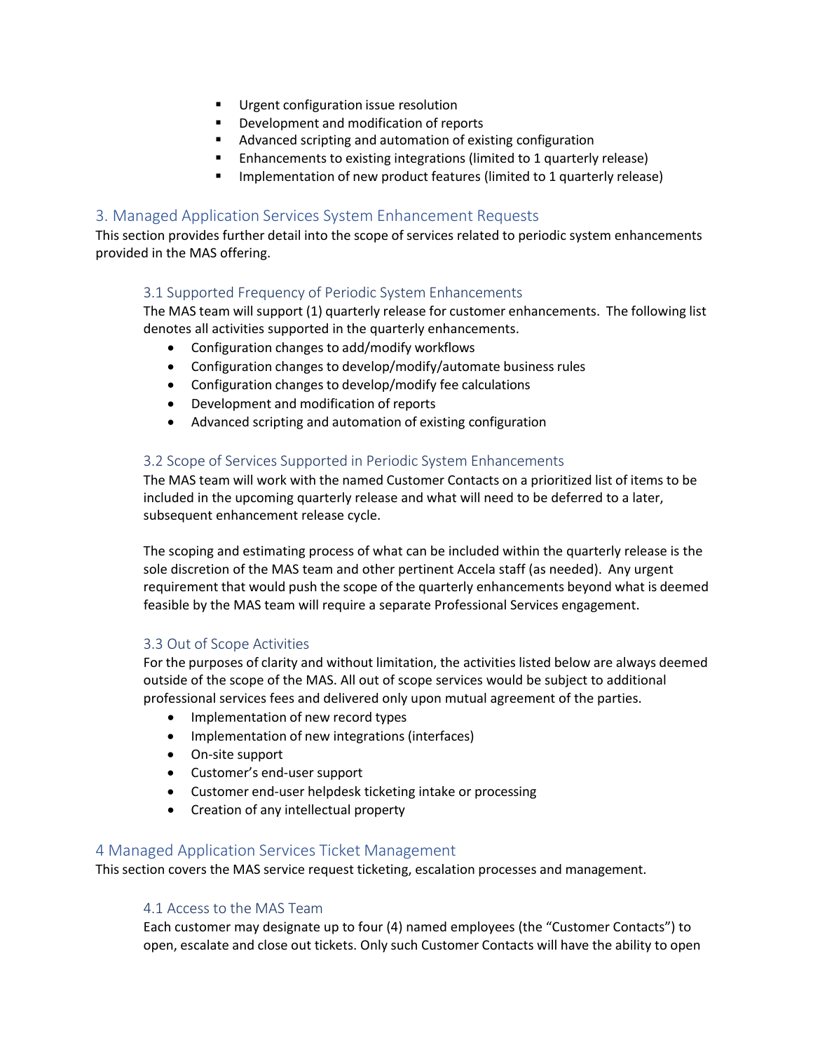- Urgent configuration issue resolution
- Development and modification of reports
- Advanced scripting and automation of existing configuration
- Enhancements to existing integrations (limited to 1 quarterly release)
- Implementation of new product features (limited to 1 quarterly release)

## 3. Managed Application Services System Enhancement Requests

This section provides further detail into the scope of services related to periodic system enhancements provided in the MAS offering.

### 3.1 Supported Frequency of Periodic System Enhancements

The MAS team will support (1) quarterly release for customer enhancements. The following list denotes all activities supported in the quarterly enhancements.

- Configuration changes to add/modify workflows
- Configuration changes to develop/modify/automate business rules
- Configuration changes to develop/modify fee calculations
- Development and modification of reports
- Advanced scripting and automation of existing configuration

### 3.2 Scope of Services Supported in Periodic System Enhancements

The MAS team will work with the named Customer Contacts on a prioritized list of items to be included in the upcoming quarterly release and what will need to be deferred to a later, subsequent enhancement release cycle.

The scoping and estimating process of what can be included within the quarterly release is the sole discretion of the MAS team and other pertinent Accela staff (as needed). Any urgent requirement that would push the scope of the quarterly enhancements beyond what is deemed feasible by the MAS team will require a separate Professional Services engagement.

### 3.3 Out of Scope Activities

For the purposes of clarity and without limitation, the activities listed below are always deemed outside of the scope of the MAS. All out of scope services would be subject to additional professional services fees and delivered only upon mutual agreement of the parties.

- Implementation of new record types
- Implementation of new integrations (interfaces)
- On-site support
- Customer's end-user support
- Customer end-user helpdesk ticketing intake or processing
- Creation of any intellectual property

## 4 Managed Application Services Ticket Management

This section covers the MAS service request ticketing, escalation processes and management.

### 4.1 Access to the MAS Team

Each customer may designate up to four (4) named employees (the "Customer Contacts") to open, escalate and close out tickets. Only such Customer Contacts will have the ability to open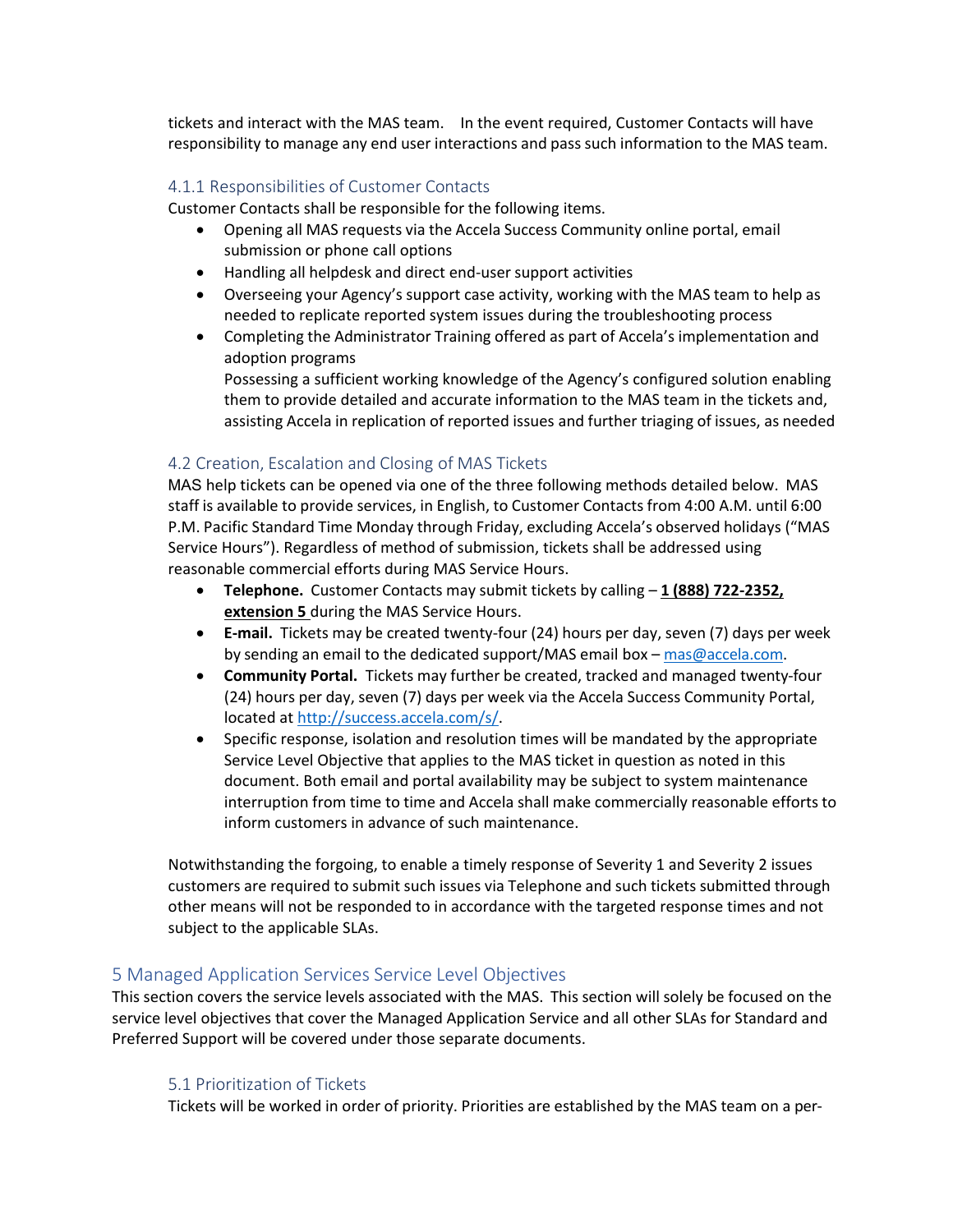tickets and interact with the MAS team.    In the event required, Customer Contacts will have responsibility to manage any end user interactions and pass such information to the MAS team.

### 4.1.1 Responsibilities of Customer Contacts

Customer Contacts shall be responsible for the following items.

- Opening all MAS requests via the Accela Success Community online portal, email submission or phone call options
- Handling all helpdesk and direct end-user support activities
- Overseeing your Agency's support case activity, working with the MAS team to help as needed to replicate reported system issues during the troubleshooting process
- Completing the Administrator Training offered as part of Accela's implementation and adoption programs
  Possessing a sufficient working knowledge of the Agency's configured solution enabling them to provide detailed and accurate information to the MAS team in the tickets and, assisting Accela in replication of reported issues and further triaging of issues, as needed

### 4.2 Creation, Escalation and Closing of MAS Tickets

MAS help tickets can be opened via one of the three following methods detailed below.  MAS staff is available to provide services, in English, to Customer Contacts from 4:00 A.M. until 6:00 P.M. Pacific Standard Time Monday through Friday, excluding Accela's observed holidays ("MAS Service Hours"). Regardless of method of submission, tickets shall be addressed using reasonable commercial efforts during MAS Service Hours.

- **Telephone.** Customer Contacts may submit tickets by calling – **1 (888) 722-2352, extension 5** during the MAS Service Hours.
- **E-mail.** Tickets may be created twenty-four (24) hours per day, seven (7) days per week by sending an email to the dedicated support/MAS email box – mas@accela.com.
- **Community Portal.** Tickets may further be created, tracked and managed twenty-four (24) hours per day, seven (7) days per week via the Accela Success Community Portal, located at http://success.accela.com/s/.
- Specific response, isolation and resolution times will be mandated by the appropriate Service Level Objective that applies to the MAS ticket in question as noted in this document. Both email and portal availability may be subject to system maintenance interruption from time to time and Accela shall make commercially reasonable efforts to inform customers in advance of such maintenance.

Notwithstanding the forgoing, to enable a timely response of Severity 1 and Severity 2 issues customers are required to submit such issues via Telephone and such tickets submitted through other means will not be responded to in accordance with the targeted response times and not subject to the applicable SLAs.

## 5 Managed Application Services Service Level Objectives

This section covers the service levels associated with the MAS.  This section will solely be focused on the service level objectives that cover the Managed Application Service and all other SLAs for Standard and Preferred Support will be covered under those separate documents.

### 5.1 Prioritization of Tickets

Tickets will be worked in order of priority. Priorities are established by the MAS team on a per-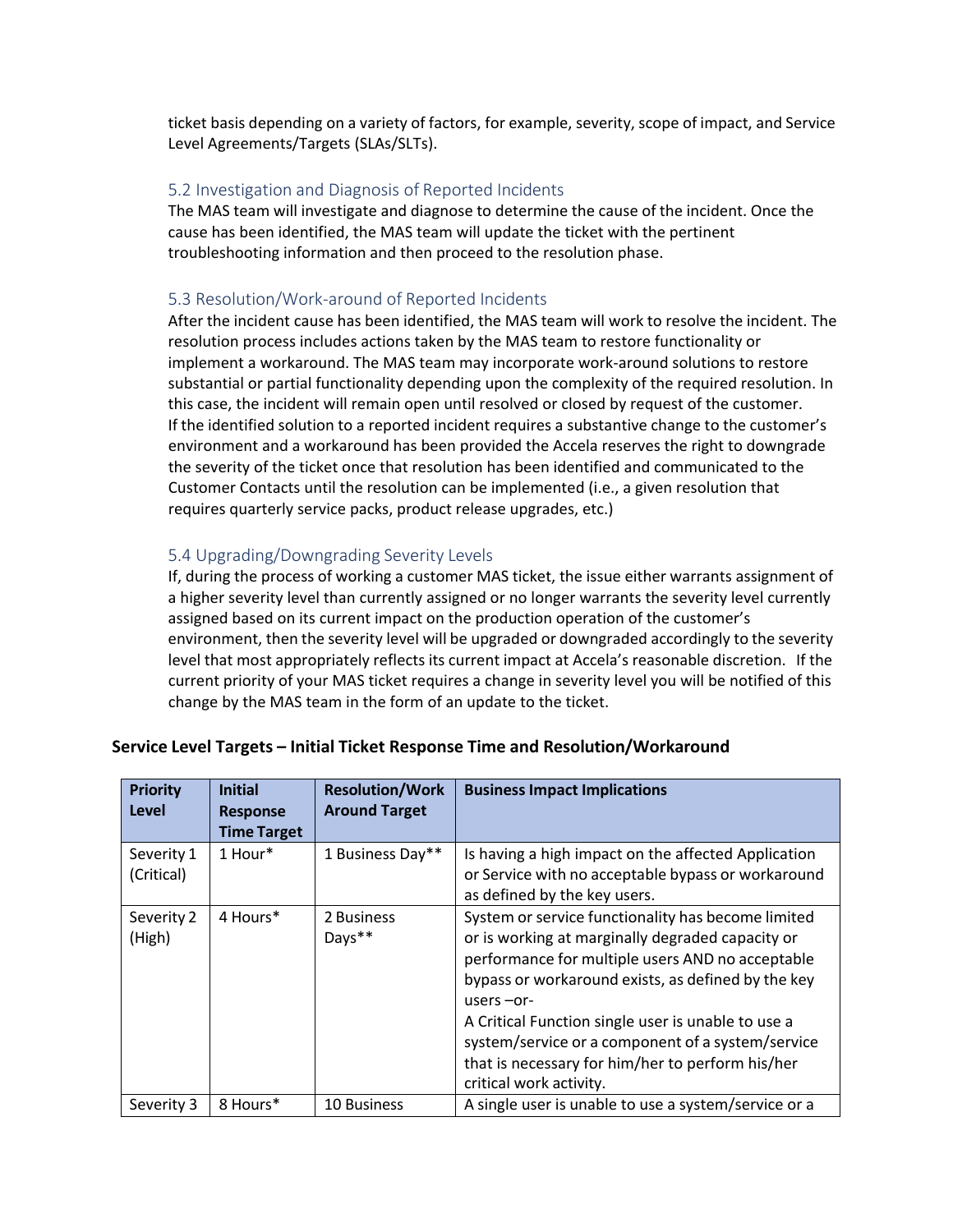ticket basis depending on a variety of factors, for example, severity, scope of impact, and Service Level Agreements/Targets (SLAs/SLTs).

### 5.2 Investigation and Diagnosis of Reported Incidents

The MAS team will investigate and diagnose to determine the cause of the incident. Once the cause has been identified, the MAS team will update the ticket with the pertinent troubleshooting information and then proceed to the resolution phase.

### 5.3 Resolution/Work-around of Reported Incidents

After the incident cause has been identified, the MAS team will work to resolve the incident. The resolution process includes actions taken by the MAS team to restore functionality or implement a workaround. The MAS team may incorporate work-around solutions to restore substantial or partial functionality depending upon the complexity of the required resolution. In this case, the incident will remain open until resolved or closed by request of the customer.
If the identified solution to a reported incident requires a substantive change to the customer's environment and a workaround has been provided the Accela reserves the right to downgrade the severity of the ticket once that resolution has been identified and communicated to the Customer Contacts until the resolution can be implemented (i.e., a given resolution that requires quarterly service packs, product release upgrades, etc.)

### 5.4 Upgrading/Downgrading Severity Levels

If, during the process of working a customer MAS ticket, the issue either warrants assignment of a higher severity level than currently assigned or no longer warrants the severity level currently assigned based on its current impact on the production operation of the customer's environment, then the severity level will be upgraded or downgraded accordingly to the severity level that most appropriately reflects its current impact at Accela's reasonable discretion. If the current priority of your MAS ticket requires a change in severity level you will be notified of this change by the MAS team in the form of an update to the ticket.

**Service Level Targets – Initial Ticket Response Time and Resolution/Workaround**

| Priority Level | Initial Response Time Target | Resolution/Work Around Target | Business Impact Implications |
|---|---|---|---|
| Severity 1 (Critical) | 1 Hour* | 1 Business Day** | Is having a high impact on the affected Application or Service with no acceptable bypass or workaround as defined by the key users. |
| Severity 2 (High) | 4 Hours* | 2 Business Days** | System or service functionality has become limited or is working at marginally degraded capacity or performance for multiple users AND no acceptable bypass or workaround exists, as defined by the key users –or-<br>A Critical Function single user is unable to use a system/service or a component of a system/service that is necessary for him/her to perform his/her critical work activity. |
| Severity 3 | 8 Hours* | 10 Business | A single user is unable to use a system/service or a |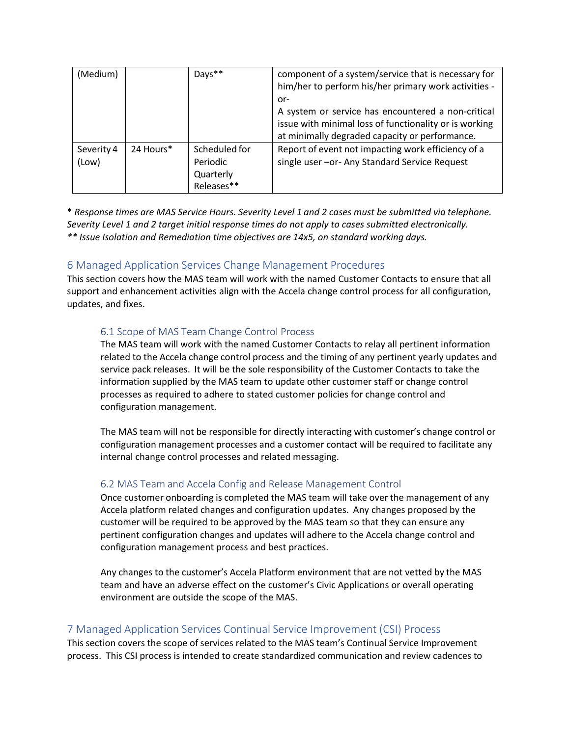| (Medium) | | Days** | component of a system/service that is necessary for him/her to perform his/her primary work activities -or-<br>A system or service has encountered a non-critical issue with minimal loss of functionality or is working at minimally degraded capacity or performance. |
|---|---|---|---|
| Severity 4 (Low) | 24 Hours* | Scheduled for Periodic Quarterly Releases** | Report of event not impacting work efficiency of a single user –or- Any Standard Service Request |

*\* Response times are MAS Service Hours. Severity Level 1 and 2 cases must be submitted via telephone. Severity Level 1 and 2 target initial response times do not apply to cases submitted electronically.*
*\*\* Issue Isolation and Remediation time objectives are 14x5, on standard working days.*

## 6 Managed Application Services Change Management Procedures

This section covers how the MAS team will work with the named Customer Contacts to ensure that all support and enhancement activities align with the Accela change control process for all configuration, updates, and fixes.

### 6.1 Scope of MAS Team Change Control Process

The MAS team will work with the named Customer Contacts to relay all pertinent information related to the Accela change control process and the timing of any pertinent yearly updates and service pack releases. It will be the sole responsibility of the Customer Contacts to take the information supplied by the MAS team to update other customer staff or change control processes as required to adhere to stated customer policies for change control and configuration management.

The MAS team will not be responsible for directly interacting with customer's change control or configuration management processes and a customer contact will be required to facilitate any internal change control processes and related messaging.

### 6.2 MAS Team and Accela Config and Release Management Control

Once customer onboarding is completed the MAS team will take over the management of any Accela platform related changes and configuration updates. Any changes proposed by the customer will be required to be approved by the MAS team so that they can ensure any pertinent configuration changes and updates will adhere to the Accela change control and configuration management process and best practices.

Any changes to the customer's Accela Platform environment that are not vetted by the MAS team and have an adverse effect on the customer's Civic Applications or overall operating environment are outside the scope of the MAS.

## 7 Managed Application Services Continual Service Improvement (CSI) Process

This section covers the scope of services related to the MAS team's Continual Service Improvement process. This CSI process is intended to create standardized communication and review cadences to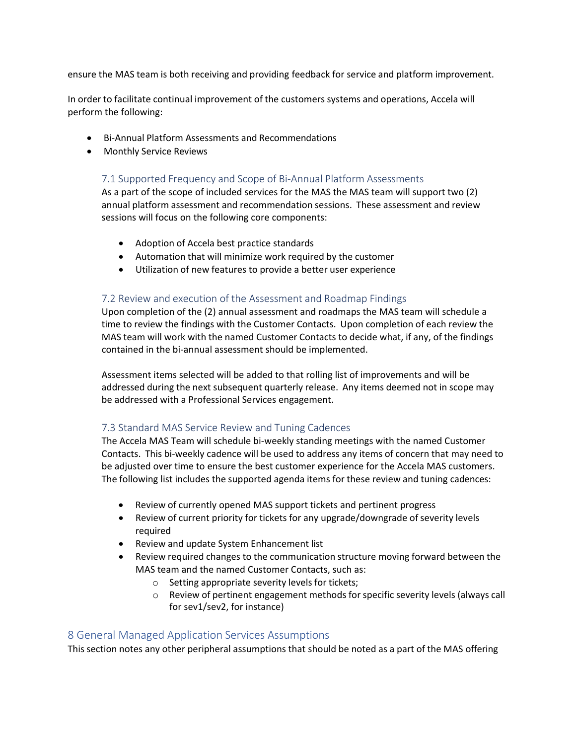ensure the MAS team is both receiving and providing feedback for service and platform improvement.

In order to facilitate continual improvement of the customers systems and operations, Accela will perform the following:

- Bi-Annual Platform Assessments and Recommendations
- Monthly Service Reviews

### 7.1 Supported Frequency and Scope of Bi-Annual Platform Assessments

As a part of the scope of included services for the MAS the MAS team will support two (2) annual platform assessment and recommendation sessions. These assessment and review sessions will focus on the following core components:

- Adoption of Accela best practice standards
- Automation that will minimize work required by the customer
- Utilization of new features to provide a better user experience

### 7.2 Review and execution of the Assessment and Roadmap Findings

Upon completion of the (2) annual assessment and roadmaps the MAS team will schedule a time to review the findings with the Customer Contacts. Upon completion of each review the MAS team will work with the named Customer Contacts to decide what, if any, of the findings contained in the bi-annual assessment should be implemented.

Assessment items selected will be added to that rolling list of improvements and will be addressed during the next subsequent quarterly release. Any items deemed not in scope may be addressed with a Professional Services engagement.

### 7.3 Standard MAS Service Review and Tuning Cadences

The Accela MAS Team will schedule bi-weekly standing meetings with the named Customer Contacts. This bi-weekly cadence will be used to address any items of concern that may need to be adjusted over time to ensure the best customer experience for the Accela MAS customers. The following list includes the supported agenda items for these review and tuning cadences:

- Review of currently opened MAS support tickets and pertinent progress
- Review of current priority for tickets for any upgrade/downgrade of severity levels required
- Review and update System Enhancement list
- Review required changes to the communication structure moving forward between the MAS team and the named Customer Contacts, such as:
    - Setting appropriate severity levels for tickets;
    - Review of pertinent engagement methods for specific severity levels (always call for sev1/sev2, for instance)

## 8 General Managed Application Services Assumptions

This section notes any other peripheral assumptions that should be noted as a part of the MAS offering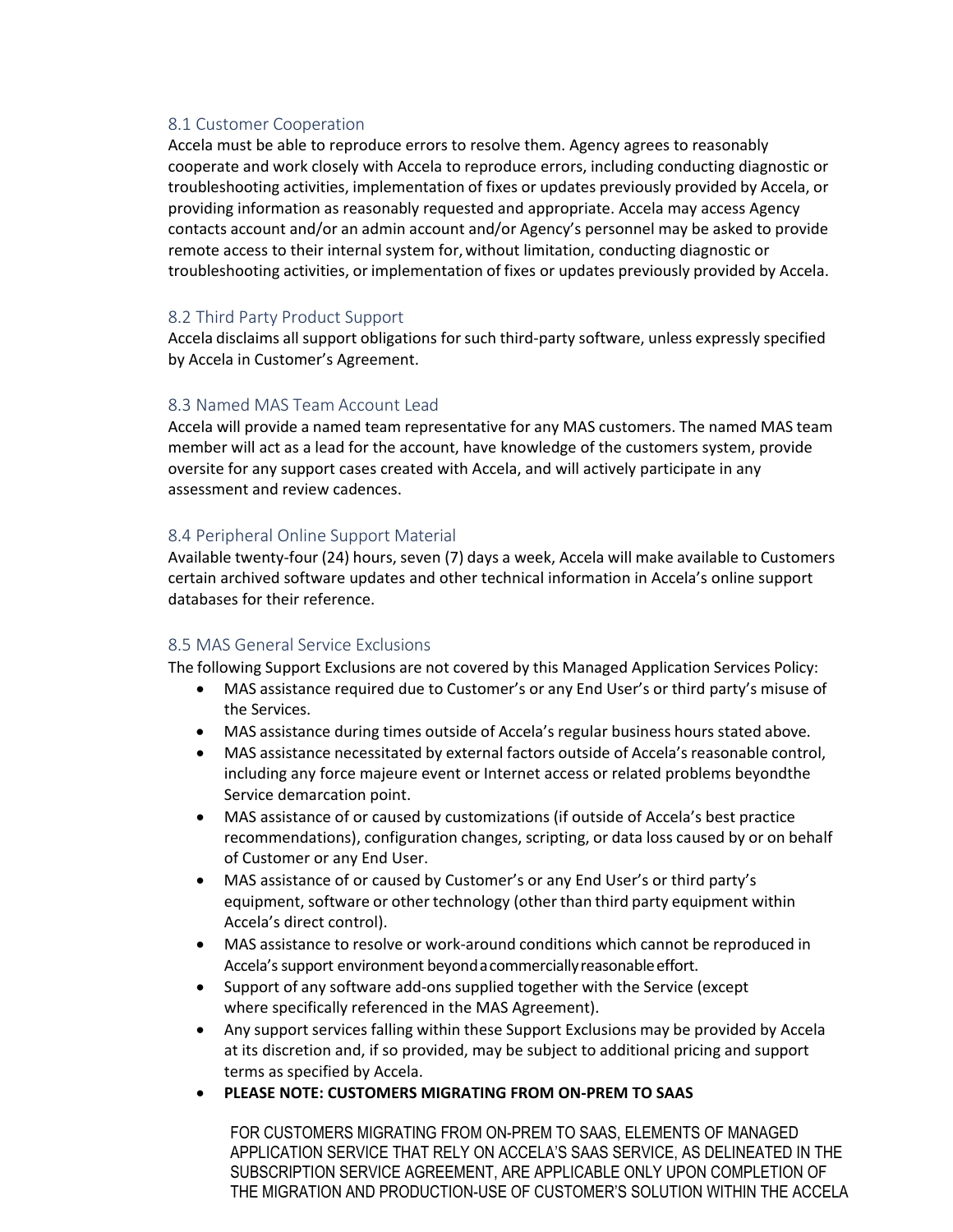### 8.1 Customer Cooperation

Accela must be able to reproduce errors to resolve them. Agency agrees to reasonably cooperate and work closely with Accela to reproduce errors, including conducting diagnostic or troubleshooting activities, implementation of fixes or updates previously provided by Accela, or providing information as reasonably requested and appropriate. Accela may access Agency contacts account and/or an admin account and/or Agency's personnel may be asked to provide remote access to their internal system for, without limitation, conducting diagnostic or troubleshooting activities, or implementation of fixes or updates previously provided by Accela.

### 8.2 Third Party Product Support

Accela disclaims all support obligations for such third-party software, unless expressly specified by Accela in Customer's Agreement.

### 8.3 Named MAS Team Account Lead

Accela will provide a named team representative for any MAS customers. The named MAS team member will act as a lead for the account, have knowledge of the customers system, provide oversite for any support cases created with Accela, and will actively participate in any assessment and review cadences.

### 8.4 Peripheral Online Support Material

Available twenty-four (24) hours, seven (7) days a week, Accela will make available to Customers certain archived software updates and other technical information in Accela's online support databases for their reference.

### 8.5 MAS General Service Exclusions

The following Support Exclusions are not covered by this Managed Application Services Policy:

- MAS assistance required due to Customer's or any End User's or third party's misuse of the Services.
- MAS assistance during times outside of Accela's regular business hours stated above.
- MAS assistance necessitated by external factors outside of Accela's reasonable control, including any force majeure event or Internet access or related problems beyondthe Service demarcation point.
- MAS assistance of or caused by customizations (if outside of Accela's best practice recommendations), configuration changes, scripting, or data loss caused by or on behalf of Customer or any End User.
- MAS assistance of or caused by Customer's or any End User's or third party's equipment, software or other technology (other than third party equipment within Accela's direct control).
- MAS assistance to resolve or work-around conditions which cannot be reproduced in Accela's support environment beyond a commercially reasonable effort.
- Support of any software add-ons supplied together with the Service (except where specifically referenced in the MAS Agreement).
- Any support services falling within these Support Exclusions may be provided by Accela at its discretion and, if so provided, may be subject to additional pricing and support terms as specified by Accela.
- **PLEASE NOTE: CUSTOMERS MIGRATING FROM ON-PREM TO SAAS**

  FOR CUSTOMERS MIGRATING FROM ON-PREM TO SAAS, ELEMENTS OF MANAGED APPLICATION SERVICE THAT RELY ON ACCELA'S SAAS SERVICE, AS DELINEATED IN THE SUBSCRIPTION SERVICE AGREEMENT, ARE APPLICABLE ONLY UPON COMPLETION OF THE MIGRATION AND PRODUCTION-USE OF CUSTOMER'S SOLUTION WITHIN THE ACCELA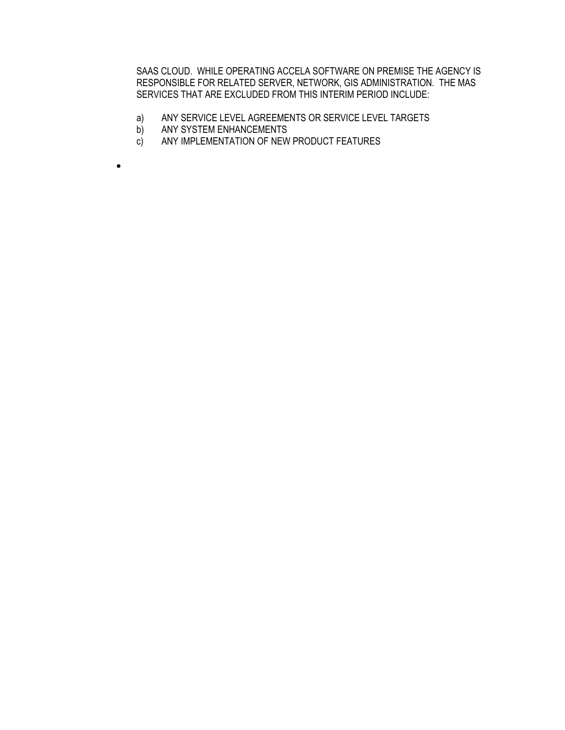SAAS CLOUD. WHILE OPERATING ACCELA SOFTWARE ON PREMISE THE AGENCY IS RESPONSIBLE FOR RELATED SERVER, NETWORK, GIS ADMINISTRATION. THE MAS SERVICES THAT ARE EXCLUDED FROM THIS INTERIM PERIOD INCLUDE:

a) ANY SERVICE LEVEL AGREEMENTS OR SERVICE LEVEL TARGETS
b) ANY SYSTEM ENHANCEMENTS
c) ANY IMPLEMENTATION OF NEW PRODUCT FEATURES

•